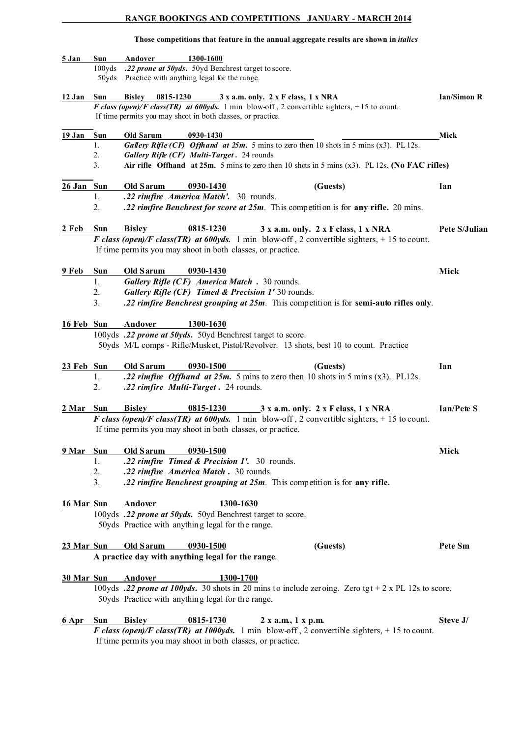## RANGE BOOKINGS AND COMPETITIONS JANUARY - MARCH 2014

**Those competitions that feature in the annual aggregate results are shown in *italics***

**5 Jan Sun Andover 1300-1600**
100yds ***.22 prone at 50yds.*** 50yd Benchrest target to score.
50yds Practice with anything legal for the range.

**12 Jan Sun Bisley 0815-1230 3 x a.m. only. 2 x F class, 1 x NRA** — **Ian/Simon R**
***F class (open)/F class(TR) at 600yds.*** 1 min blow-off , 2 convertible sighters, + 15 to count.
If time permits you may shoot in both classes, or practice.

**19 Jan Sun Old Sarum 0930-1430** — **Mick**
1. ***Gallery Rifle (CF) Offhand at 25m.*** 5 mins to zero then 10 shots in 5 mins (x3). PL 12s.
2. ***Gallery Rifle (CF) Multi-Target .*** 24 rounds
3. **Air rifle Offhand at 25m.** 5 mins to zero then 10 shots in 5 mins (x3). PL 12s. **(No FAC rifles)**

**26 Jan Sun Old Sarum 0930-1430 (Guests)** — **Ian**
1. ***.22 rimfire America Match'.*** 30 rounds.
2. ***.22 rimfire Benchrest for score at 25m***. This competition is for **any rifle.** 20 mins.

**2 Feb Sun Bisley 0815-1230 3 x a.m. only. 2 x F class, 1 x NRA** — **Pete S/Julian**
***F class (open)/F class(TR) at 600yds.*** 1 min blow-off , 2 convertible sighters, + 15 to count.
If time permits you may shoot in both classes, or practice.

**9 Feb Sun Old Sarum 0930-1430** — **Mick**
1. ***Gallery Rifle (CF) America Match .*** 30 rounds.
2. ***Gallery Rifle (CF) Timed & Precision 1'*** 30 rounds.
3. ***.22 rimfire Benchrest grouping at 25m***. This competition is for **semi-auto rifles only**.

**16 Feb Sun Andover 1300-1630**
100yds ***.22 prone at 50yds.*** 50yd Benchrest target to score.
50yds M/L comps - Rifle/Musket, Pistol/Revolver. 13 shots, best 10 to count. Practice

**23 Feb Sun Old Sarum 0930-1500 (Guests)** — **Ian**
1. ***.22 rimfire Offhand at 25m.*** 5 mins to zero then 10 shots in 5 mins (x3). PL12s.
2. ***.22 rimfire Multi-Target .*** 24 rounds.

**2 Mar Sun Bisley 0815-1230 3 x a.m. only. 2 x F class, 1 x NRA** — **Ian/Pete S**
***F class (open)/F class(TR) at 600yds.*** 1 min blow-off , 2 convertible sighters, + 15 to count.
If time permits you may shoot in both classes, or practice.

**9 Mar Sun Old Sarum 0930-1500** — **Mick**
1. ***.22 rimfire Timed & Precision 1'.*** 30 rounds.
2. ***.22 rimfire America Match .*** 30 rounds.
3. ***.22 rimfire Benchrest grouping at 25m***. This competition is for **any rifle.**

**16 Mar Sun Andover 1300-1630**
100yds ***.22 prone at 50yds.*** 50yd Benchrest target to score.
50yds Practice with anything legal for the range.

**23 Mar Sun Old Sarum 0930-1500 (Guests)** — **Pete Sm**
**A practice day with anything legal for the range**.

**30 Mar Sun Andover 1300-1700**
100yds ***.22 prone at 100yds.*** 30 shots in 20 mins to include zeroing. Zero tgt + 2 x PL 12s to score.
50yds Practice with anything legal for the range.

**6 Apr Sun Bisley 0815-1730 2 x a.m., 1 x p.m.** — **Steve J/**
***F class (open)/F class(TR) at 1000yds.*** 1 min blow-off , 2 convertible sighters, + 15 to count.
If time permits you may shoot in both classes, or practice.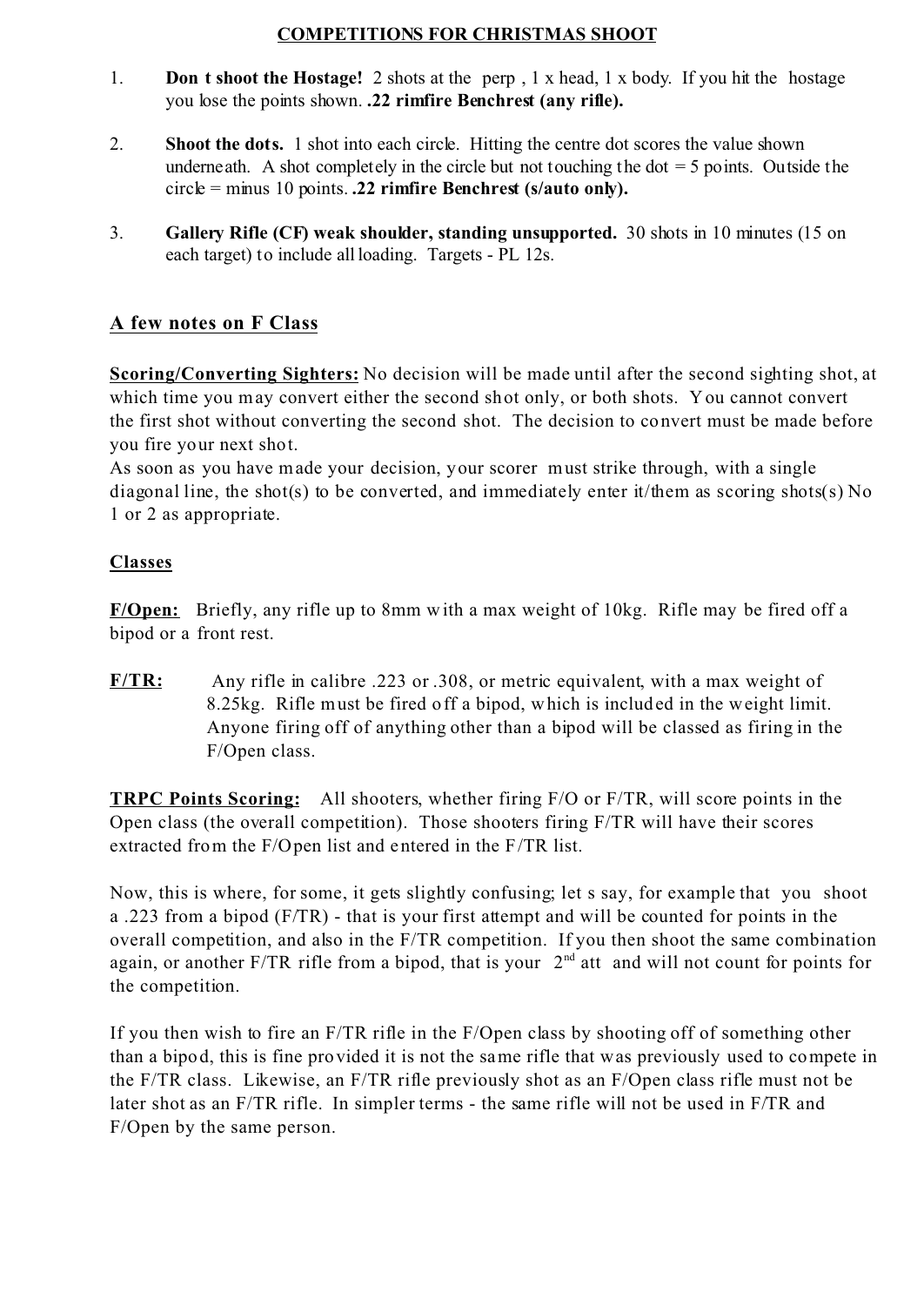## COMPETITIONS FOR CHRISTMAS SHOOT

1. **Don t shoot the Hostage!** 2 shots at the perp , 1 x head, 1 x body. If you hit the hostage you lose the points shown. **.22 rimfire Benchrest (any rifle).**

2. **Shoot the dots.** 1 shot into each circle. Hitting the centre dot scores the value shown underneath. A shot completely in the circle but not touching the dot = 5 points. Outside the circle = minus 10 points. **.22 rimfire Benchrest (s/auto only).**

3. **Gallery Rifle (CF) weak shoulder, standing unsupported.** 30 shots in 10 minutes (15 on each target) to include all loading. Targets - PL 12s.

## A few notes on F Class

**Scoring/Converting Sighters:** No decision will be made until after the second sighting shot, at which time you may convert either the second shot only, or both shots. You cannot convert the first shot without converting the second shot. The decision to convert must be made before you fire your next shot.

As soon as you have made your decision, your scorer must strike through, with a single diagonal line, the shot(s) to be converted, and immediately enter it/them as scoring shots(s) No 1 or 2 as appropriate.

### Classes

**F/Open:** Briefly, any rifle up to 8mm with a max weight of 10kg. Rifle may be fired off a bipod or a front rest.

**F/TR:** Any rifle in calibre .223 or .308, or metric equivalent, with a max weight of 8.25kg. Rifle must be fired off a bipod, which is included in the weight limit. Anyone firing off of anything other than a bipod will be classed as firing in the F/Open class.

**TRPC Points Scoring:** All shooters, whether firing F/O or F/TR, will score points in the Open class (the overall competition). Those shooters firing F/TR will have their scores extracted from the F/Open list and entered in the F/TR list.

Now, this is where, for some, it gets slightly confusing; let s say, for example that you shoot a .223 from a bipod (F/TR) - that is your first attempt and will be counted for points in the overall competition, and also in the F/TR competition. If you then shoot the same combination again, or another F/TR rifle from a bipod, that is your 2nd att and will not count for points for the competition.

If you then wish to fire an F/TR rifle in the F/Open class by shooting off of something other than a bipod, this is fine provided it is not the same rifle that was previously used to compete in the F/TR class. Likewise, an F/TR rifle previously shot as an F/Open class rifle must not be later shot as an F/TR rifle. In simpler terms - the same rifle will not be used in F/TR and F/Open by the same person.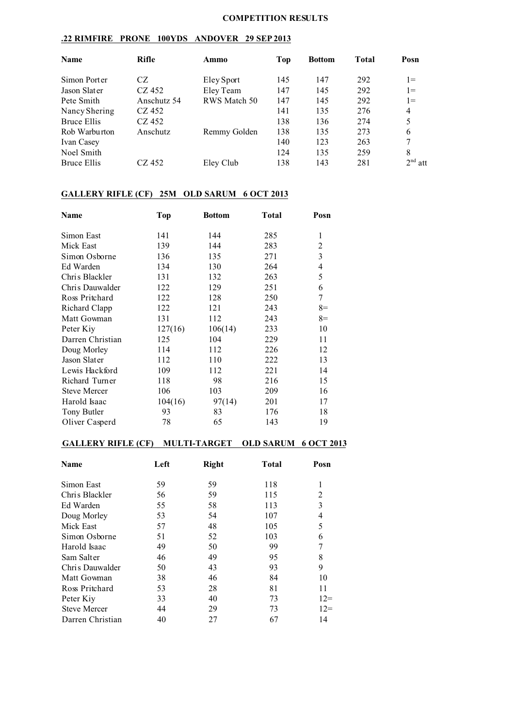# COMPETITION RESULTS

## .22 RIMFIRE PRONE 100YDS ANDOVER 29 SEP 2013

| Name | Rifle | Ammo | Top | Bottom | Total | Posn |
|---|---|---|---|---|---|---|
| Simon Porter | CZ | Eley Sport | 145 | 147 | 292 | 1= |
| Jason Slater | CZ 452 | Eley Team | 147 | 145 | 292 | 1= |
| Pete Smith | Anschutz 54 | RWS Match 50 | 147 | 145 | 292 | 1= |
| Nancy Shering | CZ 452 | | 141 | 135 | 276 | 4 |
| Bruce Ellis | CZ 452 | | 138 | 136 | 274 | 5 |
| Rob Warburton | Anschutz | Remmy Golden | 138 | 135 | 273 | 6 |
| Ivan Casey | | | 140 | 123 | 263 | 7 |
| Noel Smith | | | 124 | 135 | 259 | 8 |
| Bruce Ellis | CZ 452 | Eley Club | 138 | 143 | 281 | 2nd att |

## GALLERY RIFLE (CF) 25M OLD SARUM 6 OCT 2013

| Name | Top | Bottom | Total | Posn |
|---|---|---|---|---|
| Simon East | 141 | 144 | 285 | 1 |
| Mick East | 139 | 144 | 283 | 2 |
| Simon Osborne | 136 | 135 | 271 | 3 |
| Ed Warden | 134 | 130 | 264 | 4 |
| Chris Blackler | 131 | 132 | 263 | 5 |
| Chris Dauwalder | 122 | 129 | 251 | 6 |
| Ross Pritchard | 122 | 128 | 250 | 7 |
| Richard Clapp | 122 | 121 | 243 | 8= |
| Matt Gowman | 131 | 112 | 243 | 8= |
| Peter Kiy | 127(16) | 106(14) | 233 | 10 |
| Darren Christian | 125 | 104 | 229 | 11 |
| Doug Morley | 114 | 112 | 226 | 12 |
| Jason Slater | 112 | 110 | 222 | 13 |
| Lewis Hackford | 109 | 112 | 221 | 14 |
| Richard Turner | 118 | 98 | 216 | 15 |
| Steve Mercer | 106 | 103 | 209 | 16 |
| Harold Isaac | 104(16) | 97(14) | 201 | 17 |
| Tony Butler | 93 | 83 | 176 | 18 |
| Oliver Casperd | 78 | 65 | 143 | 19 |

## GALLERY RIFLE (CF) MULTI-TARGET OLD SARUM 6 OCT 2013

| Name | Left | Right | Total | Posn |
|---|---|---|---|---|
| Simon East | 59 | 59 | 118 | 1 |
| Chris Blackler | 56 | 59 | 115 | 2 |
| Ed Warden | 55 | 58 | 113 | 3 |
| Doug Morley | 53 | 54 | 107 | 4 |
| Mick East | 57 | 48 | 105 | 5 |
| Simon Osborne | 51 | 52 | 103 | 6 |
| Harold Isaac | 49 | 50 | 99 | 7 |
| Sam Salter | 46 | 49 | 95 | 8 |
| Chris Dauwalder | 50 | 43 | 93 | 9 |
| Matt Gowman | 38 | 46 | 84 | 10 |
| Ross Pritchard | 53 | 28 | 81 | 11 |
| Peter Kiy | 33 | 40 | 73 | 12= |
| Steve Mercer | 44 | 29 | 73 | 12= |
| Darren Christian | 40 | 27 | 67 | 14 |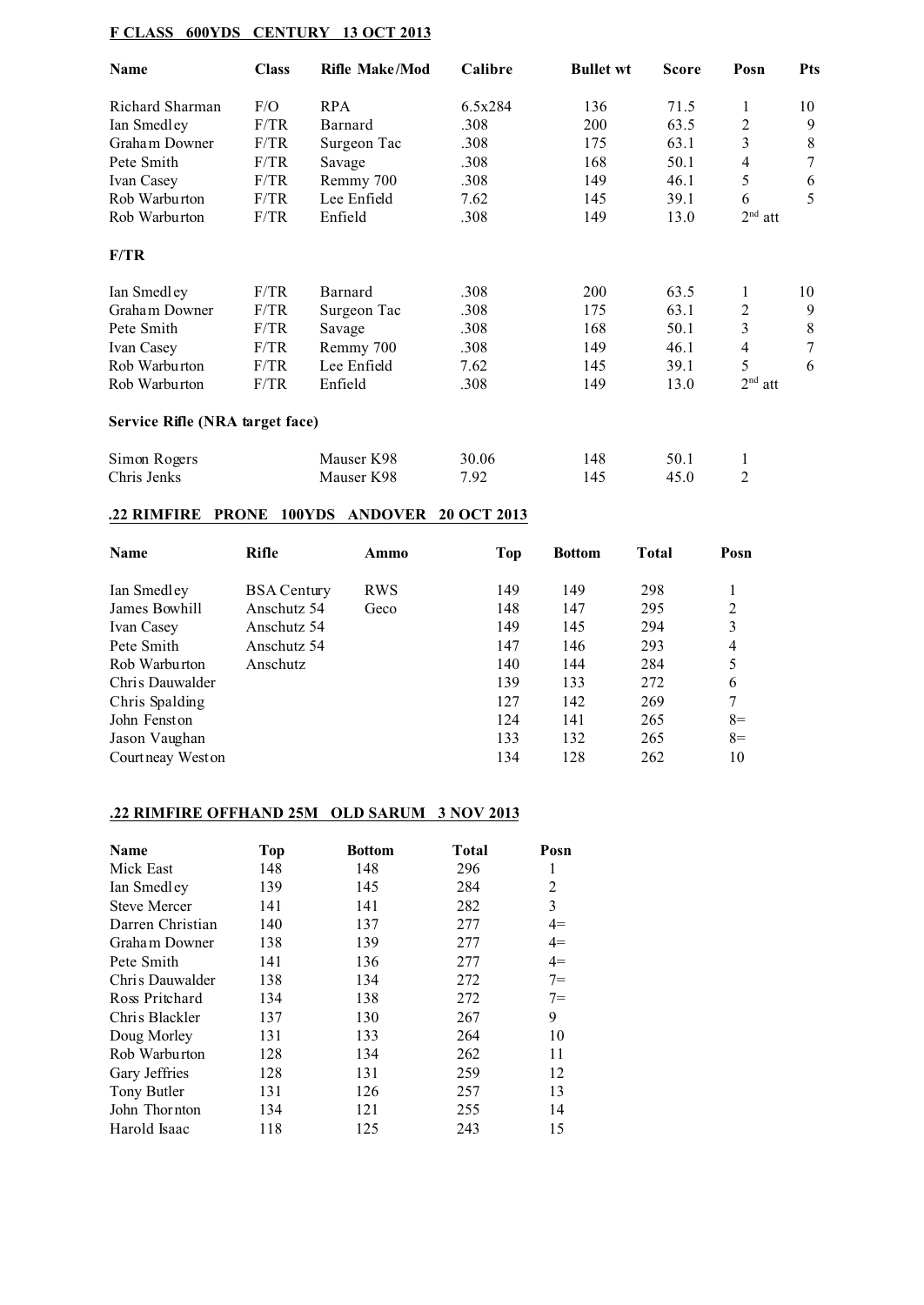## F CLASS 600YDS CENTURY 13 OCT 2013

| Name | Class | Rifle Make/Mod | Calibre | Bullet wt | Score | Posn | Pts |
|---|---|---|---|---|---|---|---|
| Richard Sharman | F/O | RPA | 6.5x284 | 136 | 71.5 | 1 | 10 |
| Ian Smedley | F/TR | Barnard | .308 | 200 | 63.5 | 2 | 9 |
| Graham Downer | F/TR | Surgeon Tac | .308 | 175 | 63.1 | 3 | 8 |
| Pete Smith | F/TR | Savage | .308 | 168 | 50.1 | 4 | 7 |
| Ivan Casey | F/TR | Remmy 700 | .308 | 149 | 46.1 | 5 | 6 |
| Rob Warburton | F/TR | Lee Enfield | 7.62 | 145 | 39.1 | 6 | 5 |
| Rob Warburton | F/TR | Enfield | .308 | 149 | 13.0 | 2nd att | |

### F/TR

| Name | Class | Rifle Make/Mod | Calibre | Bullet wt | Score | Posn | Pts |
|---|---|---|---|---|---|---|---|
| Ian Smedley | F/TR | Barnard | .308 | 200 | 63.5 | 1 | 10 |
| Graham Downer | F/TR | Surgeon Tac | .308 | 175 | 63.1 | 2 | 9 |
| Pete Smith | F/TR | Savage | .308 | 168 | 50.1 | 3 | 8 |
| Ivan Casey | F/TR | Remmy 700 | .308 | 149 | 46.1 | 4 | 7 |
| Rob Warburton | F/TR | Lee Enfield | 7.62 | 145 | 39.1 | 5 | 6 |
| Rob Warburton | F/TR | Enfield | .308 | 149 | 13.0 | 2nd att | |

### Service Rifle (NRA target face)

| Name | Class | Rifle Make/Mod | Calibre | Bullet wt | Score | Posn |
|---|---|---|---|---|---|---|
| Simon Rogers | | Mauser K98 | 30.06 | 148 | 50.1 | 1 |
| Chris Jenks | | Mauser K98 | 7.92 | 145 | 45.0 | 2 |

## .22 RIMFIRE PRONE 100YDS ANDOVER 20 OCT 2013

| Name | Rifle | Ammo | Top | Bottom | Total | Posn |
|---|---|---|---|---|---|---|
| Ian Smedley | BSA Century | RWS | 149 | 149 | 298 | 1 |
| James Bowhill | Anschutz 54 | Geco | 148 | 147 | 295 | 2 |
| Ivan Casey | Anschutz 54 | | 149 | 145 | 294 | 3 |
| Pete Smith | Anschutz 54 | | 147 | 146 | 293 | 4 |
| Rob Warburton | Anschutz | | 140 | 144 | 284 | 5 |
| Chris Dauwalder | | | 139 | 133 | 272 | 6 |
| Chris Spalding | | | 127 | 142 | 269 | 7 |
| John Fenston | | | 124 | 141 | 265 | 8= |
| Jason Vaughan | | | 133 | 132 | 265 | 8= |
| Courtneay Weston | | | 134 | 128 | 262 | 10 |

## .22 RIMFIRE OFFHAND 25M OLD SARUM 3 NOV 2013

| Name | Top | Bottom | Total | Posn |
|---|---|---|---|---|
| Mick East | 148 | 148 | 296 | 1 |
| Ian Smedley | 139 | 145 | 284 | 2 |
| Steve Mercer | 141 | 141 | 282 | 3 |
| Darren Christian | 140 | 137 | 277 | 4= |
| Graham Downer | 138 | 139 | 277 | 4= |
| Pete Smith | 141 | 136 | 277 | 4= |
| Chris Dauwalder | 138 | 134 | 272 | 7= |
| Ross Pritchard | 134 | 138 | 272 | 7= |
| Chris Blackler | 137 | 130 | 267 | 9 |
| Doug Morley | 131 | 133 | 264 | 10 |
| Rob Warburton | 128 | 134 | 262 | 11 |
| Gary Jeffries | 128 | 131 | 259 | 12 |
| Tony Butler | 131 | 126 | 257 | 13 |
| John Thornton | 134 | 121 | 255 | 14 |
| Harold Isaac | 118 | 125 | 243 | 15 |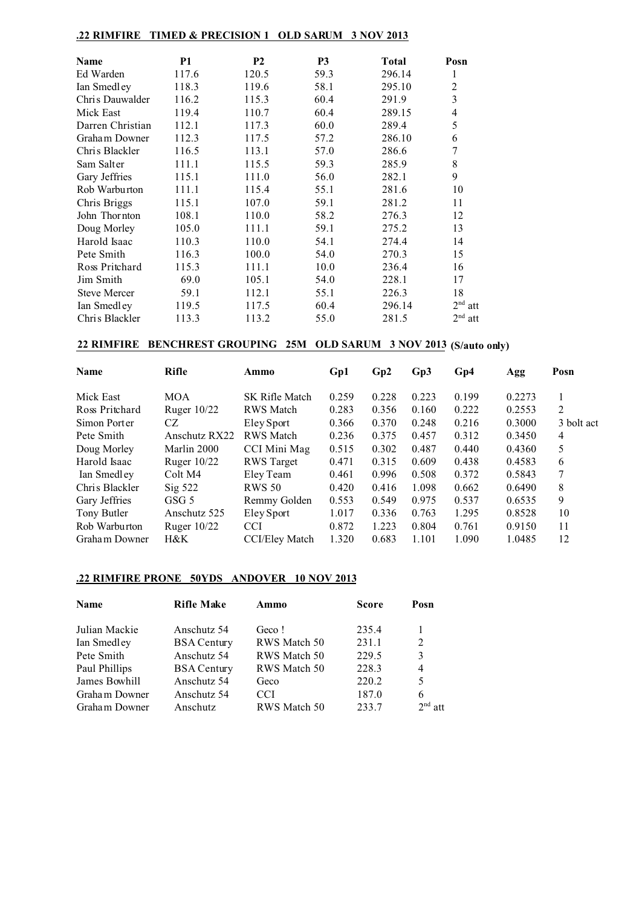## .22 RIMFIRE TIMED & PRECISION 1 OLD SARUM 3 NOV 2013

| Name | P1 | P2 | P3 | Total | Posn |
|---|---|---|---|---|---|
| Ed Warden | 117.6 | 120.5 | 59.3 | 296.14 | 1 |
| Ian Smedley | 118.3 | 119.6 | 58.1 | 295.10 | 2 |
| Chris Dauwalder | 116.2 | 115.3 | 60.4 | 291.9 | 3 |
| Mick East | 119.4 | 110.7 | 60.4 | 289.15 | 4 |
| Darren Christian | 112.1 | 117.3 | 60.0 | 289.4 | 5 |
| Graham Downer | 112.3 | 117.5 | 57.2 | 286.10 | 6 |
| Chris Blackler | 116.5 | 113.1 | 57.0 | 286.6 | 7 |
| Sam Salter | 111.1 | 115.5 | 59.3 | 285.9 | 8 |
| Gary Jeffries | 115.1 | 111.0 | 56.0 | 282.1 | 9 |
| Rob Warburton | 111.1 | 115.4 | 55.1 | 281.6 | 10 |
| Chris Briggs | 115.1 | 107.0 | 59.1 | 281.2 | 11 |
| John Thornton | 108.1 | 110.0 | 58.2 | 276.3 | 12 |
| Doug Morley | 105.0 | 111.1 | 59.1 | 275.2 | 13 |
| Harold Isaac | 110.3 | 110.0 | 54.1 | 274.4 | 14 |
| Pete Smith | 116.3 | 100.0 | 54.0 | 270.3 | 15 |
| Ross Pritchard | 115.3 | 111.1 | 10.0 | 236.4 | 16 |
| Jim Smith | 69.0 | 105.1 | 54.0 | 228.1 | 17 |
| Steve Mercer | 59.1 | 112.1 | 55.1 | 226.3 | 18 |
| Ian Smedley | 119.5 | 117.5 | 60.4 | 296.14 | 2nd att |
| Chris Blackler | 113.3 | 113.2 | 55.0 | 281.5 | 2nd att |

## 22 RIMFIRE BENCHREST GROUPING 25M OLD SARUM 3 NOV 2013 (S/auto only)

| Name | Rifle | Ammo | Gp1 | Gp2 | Gp3 | Gp4 | Agg | Posn |
|---|---|---|---|---|---|---|---|---|
| Mick East | MOA | SK Rifle Match | 0.259 | 0.228 | 0.223 | 0.199 | 0.2273 | 1 |
| Ross Pritchard | Ruger 10/22 | RWS Match | 0.283 | 0.356 | 0.160 | 0.222 | 0.2553 | 2 |
| Simon Porter | CZ | Eley Sport | 0.366 | 0.370 | 0.248 | 0.216 | 0.3000 | 3 bolt act |
| Pete Smith | Anschutz RX22 | RWS Match | 0.236 | 0.375 | 0.457 | 0.312 | 0.3450 | 4 |
| Doug Morley | Marlin 2000 | CCI Mini Mag | 0.515 | 0.302 | 0.487 | 0.440 | 0.4360 | 5 |
| Harold Isaac | Ruger 10/22 | RWS Target | 0.471 | 0.315 | 0.609 | 0.438 | 0.4583 | 6 |
| Ian Smedley | Colt M4 | Eley Team | 0.461 | 0.996 | 0.508 | 0.372 | 0.5843 | 7 |
| Chris Blackler | Sig 522 | RWS 50 | 0.420 | 0.416 | 1.098 | 0.662 | 0.6490 | 8 |
| Gary Jeffries | GSG 5 | Remmy Golden | 0.553 | 0.549 | 0.975 | 0.537 | 0.6535 | 9 |
| Tony Butler | Anschutz 525 | Eley Sport | 1.017 | 0.336 | 0.763 | 1.295 | 0.8528 | 10 |
| Rob Warburton | Ruger 10/22 | CCI | 0.872 | 1.223 | 0.804 | 0.761 | 0.9150 | 11 |
| Graham Downer | H&K | CCI/Eley Match | 1.320 | 0.683 | 1.101 | 1.090 | 1.0485 | 12 |

## .22 RIMFIRE PRONE 50YDS ANDOVER 10 NOV 2013

| Name | Rifle Make | Ammo | Score | Posn |
|---|---|---|---|---|
| Julian Mackie | Anschutz 54 | Geco ! | 235.4 | 1 |
| Ian Smedley | BSA Century | RWS Match 50 | 231.1 | 2 |
| Pete Smith | Anschutz 54 | RWS Match 50 | 229.5 | 3 |
| Paul Phillips | BSA Century | RWS Match 50 | 228.3 | 4 |
| James Bowhill | Anschutz 54 | Geco | 220.2 | 5 |
| Graham Downer | Anschutz 54 | CCI | 187.0 | 6 |
| Graham Downer | Anschutz | RWS Match 50 | 233.7 | 2nd att |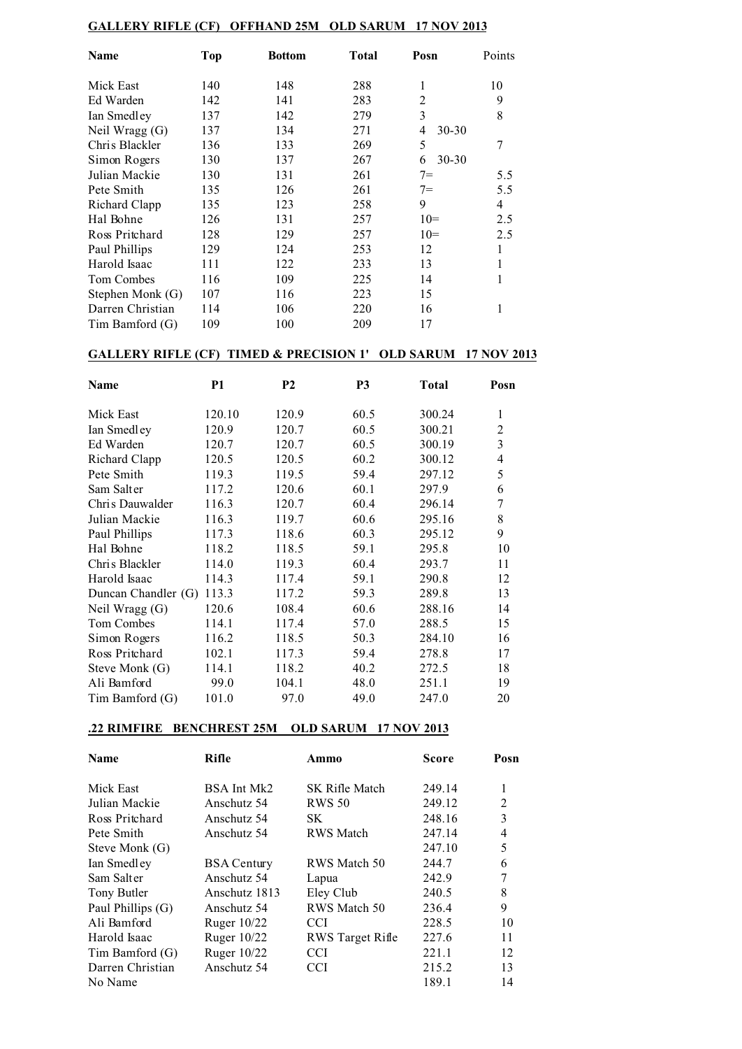**GALLERY RIFLE (CF) OFFHAND 25M OLD SARUM 17 NOV 2013**

| Name | Top | Bottom | Total | Posn | Points |
|---|---|---|---|---|---|
| Mick East | 140 | 148 | 288 | 1 | 10 |
| Ed Warden | 142 | 141 | 283 | 2 | 9 |
| Ian Smedley | 137 | 142 | 279 | 3 | 8 |
| Neil Wragg (G) | 137 | 134 | 271 | 4 30-30 | |
| Chris Blackler | 136 | 133 | 269 | 5 | 7 |
| Simon Rogers | 130 | 137 | 267 | 6 30-30 | |
| Julian Mackie | 130 | 131 | 261 | 7= | 5.5 |
| Pete Smith | 135 | 126 | 261 | 7= | 5.5 |
| Richard Clapp | 135 | 123 | 258 | 9 | 4 |
| Hal Bohne | 126 | 131 | 257 | 10= | 2.5 |
| Ross Pritchard | 128 | 129 | 257 | 10= | 2.5 |
| Paul Phillips | 129 | 124 | 253 | 12 | 1 |
| Harold Isaac | 111 | 122 | 233 | 13 | 1 |
| Tom Combes | 116 | 109 | 225 | 14 | 1 |
| Stephen Monk (G) | 107 | 116 | 223 | 15 | |
| Darren Christian | 114 | 106 | 220 | 16 | 1 |
| Tim Bamford (G) | 109 | 100 | 209 | 17 | |

**GALLERY RIFLE (CF) TIMED & PRECISION 1' OLD SARUM 17 NOV 2013**

| Name | P1 | P2 | P3 | Total | Posn |
|---|---|---|---|---|---|
| Mick East | 120.10 | 120.9 | 60.5 | 300.24 | 1 |
| Ian Smedley | 120.9 | 120.7 | 60.5 | 300.21 | 2 |
| Ed Warden | 120.7 | 120.7 | 60.5 | 300.19 | 3 |
| Richard Clapp | 120.5 | 120.5 | 60.2 | 300.12 | 4 |
| Pete Smith | 119.3 | 119.5 | 59.4 | 297.12 | 5 |
| Sam Salter | 117.2 | 120.6 | 60.1 | 297.9 | 6 |
| Chris Dauwalder | 116.3 | 120.7 | 60.4 | 296.14 | 7 |
| Julian Mackie | 116.3 | 119.7 | 60.6 | 295.16 | 8 |
| Paul Phillips | 117.3 | 118.6 | 60.3 | 295.12 | 9 |
| Hal Bohne | 118.2 | 118.5 | 59.1 | 295.8 | 10 |
| Chris Blackler | 114.0 | 119.3 | 60.4 | 293.7 | 11 |
| Harold Isaac | 114.3 | 117.4 | 59.1 | 290.8 | 12 |
| Duncan Chandler (G) | 113.3 | 117.2 | 59.3 | 289.8 | 13 |
| Neil Wragg (G) | 120.6 | 108.4 | 60.6 | 288.16 | 14 |
| Tom Combes | 114.1 | 117.4 | 57.0 | 288.5 | 15 |
| Simon Rogers | 116.2 | 118.5 | 50.3 | 284.10 | 16 |
| Ross Pritchard | 102.1 | 117.3 | 59.4 | 278.8 | 17 |
| Steve Monk (G) | 114.1 | 118.2 | 40.2 | 272.5 | 18 |
| Ali Bamford | 99.0 | 104.1 | 48.0 | 251.1 | 19 |
| Tim Bamford (G) | 101.0 | 97.0 | 49.0 | 247.0 | 20 |

**.22 RIMFIRE BENCHREST 25M OLD SARUM 17 NOV 2013**

| Name | Rifle | Ammo | Score | Posn |
|---|---|---|---|---|
| Mick East | BSA Int Mk2 | SK Rifle Match | 249.14 | 1 |
| Julian Mackie | Anschutz 54 | RWS 50 | 249.12 | 2 |
| Ross Pritchard | Anschutz 54 | SK | 248.16 | 3 |
| Pete Smith | Anschutz 54 | RWS Match | 247.14 | 4 |
| Steve Monk (G) | | | 247.10 | 5 |
| Ian Smedley | BSA Century | RWS Match 50 | 244.7 | 6 |
| Sam Salter | Anschutz 54 | Lapua | 242.9 | 7 |
| Tony Butler | Anschutz 1813 | Eley Club | 240.5 | 8 |
| Paul Phillips (G) | Anschutz 54 | RWS Match 50 | 236.4 | 9 |
| Ali Bamford | Ruger 10/22 | CCI | 228.5 | 10 |
| Harold Isaac | Ruger 10/22 | RWS Target Rifle | 227.6 | 11 |
| Tim Bamford (G) | Ruger 10/22 | CCI | 221.1 | 12 |
| Darren Christian | Anschutz 54 | CCI | 215.2 | 13 |
| No Name | | | 189.1 | 14 |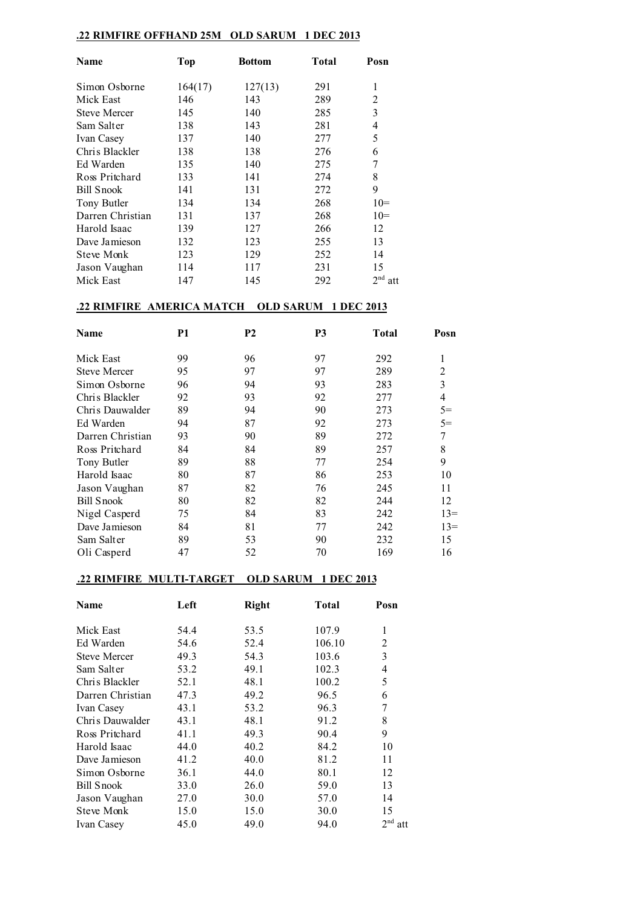## .22 RIMFIRE OFFHAND 25M OLD SARUM 1 DEC 2013

| Name | Top | Bottom | Total | Posn |
|---|---|---|---|---|
| Simon Osborne | 164(17) | 127(13) | 291 | 1 |
| Mick East | 146 | 143 | 289 | 2 |
| Steve Mercer | 145 | 140 | 285 | 3 |
| Sam Salter | 138 | 143 | 281 | 4 |
| Ivan Casey | 137 | 140 | 277 | 5 |
| Chris Blackler | 138 | 138 | 276 | 6 |
| Ed Warden | 135 | 140 | 275 | 7 |
| Ross Pritchard | 133 | 141 | 274 | 8 |
| Bill Snook | 141 | 131 | 272 | 9 |
| Tony Butler | 134 | 134 | 268 | 10= |
| Darren Christian | 131 | 137 | 268 | 10= |
| Harold Isaac | 139 | 127 | 266 | 12 |
| Dave Jamieson | 132 | 123 | 255 | 13 |
| Steve Monk | 123 | 129 | 252 | 14 |
| Jason Vaughan | 114 | 117 | 231 | 15 |
| Mick East | 147 | 145 | 292 | 2nd att |

## .22 RIMFIRE AMERICA MATCH OLD SARUM 1 DEC 2013

| Name | P1 | P2 | P3 | Total | Posn |
|---|---|---|---|---|---|
| Mick East | 99 | 96 | 97 | 292 | 1 |
| Steve Mercer | 95 | 97 | 97 | 289 | 2 |
| Simon Osborne | 96 | 94 | 93 | 283 | 3 |
| Chris Blackler | 92 | 93 | 92 | 277 | 4 |
| Chris Dauwalder | 89 | 94 | 90 | 273 | 5= |
| Ed Warden | 94 | 87 | 92 | 273 | 5= |
| Darren Christian | 93 | 90 | 89 | 272 | 7 |
| Ross Pritchard | 84 | 84 | 89 | 257 | 8 |
| Tony Butler | 89 | 88 | 77 | 254 | 9 |
| Harold Isaac | 80 | 87 | 86 | 253 | 10 |
| Jason Vaughan | 87 | 82 | 76 | 245 | 11 |
| Bill Snook | 80 | 82 | 82 | 244 | 12 |
| Nigel Casperd | 75 | 84 | 83 | 242 | 13= |
| Dave Jamieson | 84 | 81 | 77 | 242 | 13= |
| Sam Salter | 89 | 53 | 90 | 232 | 15 |
| Oli Casperd | 47 | 52 | 70 | 169 | 16 |

## .22 RIMFIRE MULTI-TARGET OLD SARUM 1 DEC 2013

| Name | Left | Right | Total | Posn |
|---|---|---|---|---|
| Mick East | 54.4 | 53.5 | 107.9 | 1 |
| Ed Warden | 54.6 | 52.4 | 106.10 | 2 |
| Steve Mercer | 49.3 | 54.3 | 103.6 | 3 |
| Sam Salter | 53.2 | 49.1 | 102.3 | 4 |
| Chris Blackler | 52.1 | 48.1 | 100.2 | 5 |
| Darren Christian | 47.3 | 49.2 | 96.5 | 6 |
| Ivan Casey | 43.1 | 53.2 | 96.3 | 7 |
| Chris Dauwalder | 43.1 | 48.1 | 91.2 | 8 |
| Ross Pritchard | 41.1 | 49.3 | 90.4 | 9 |
| Harold Isaac | 44.0 | 40.2 | 84.2 | 10 |
| Dave Jamieson | 41.2 | 40.0 | 81.2 | 11 |
| Simon Osborne | 36.1 | 44.0 | 80.1 | 12 |
| Bill Snook | 33.0 | 26.0 | 59.0 | 13 |
| Jason Vaughan | 27.0 | 30.0 | 57.0 | 14 |
| Steve Monk | 15.0 | 15.0 | 30.0 | 15 |
| Ivan Casey | 45.0 | 49.0 | 94.0 | 2nd att |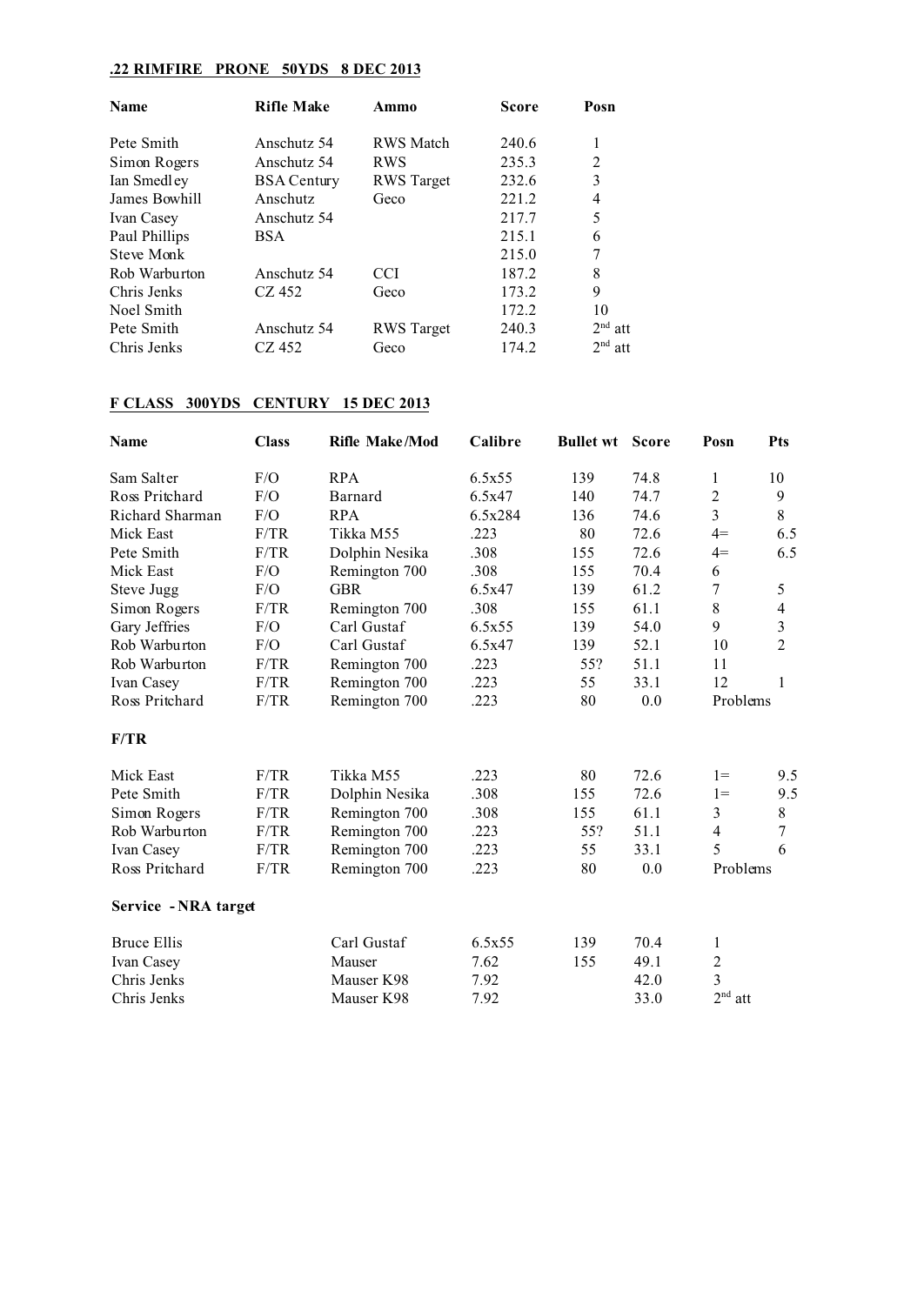## .22 RIMFIRE PRONE 50YDS 8 DEC 2013

| Name | Rifle Make | Ammo | Score | Posn |
|---|---|---|---|---|
| Pete Smith | Anschutz 54 | RWS Match | 240.6 | 1 |
| Simon Rogers | Anschutz 54 | RWS | 235.3 | 2 |
| Ian Smedley | BSA Century | RWS Target | 232.6 | 3 |
| James Bowhill | Anschutz | Geco | 221.2 | 4 |
| Ivan Casey | Anschutz 54 | | 217.7 | 5 |
| Paul Phillips | BSA | | 215.1 | 6 |
| Steve Monk | | | 215.0 | 7 |
| Rob Warburton | Anschutz 54 | CCI | 187.2 | 8 |
| Chris Jenks | CZ 452 | Geco | 173.2 | 9 |
| Noel Smith | | | 172.2 | 10 |
| Pete Smith | Anschutz 54 | RWS Target | 240.3 | 2nd att |
| Chris Jenks | CZ 452 | Geco | 174.2 | 2nd att |

## F CLASS 300YDS CENTURY 15 DEC 2013

| Name | Class | Rifle Make/Mod | Calibre | Bullet wt | Score | Posn | Pts |
|---|---|---|---|---|---|---|---|
| Sam Salter | F/O | RPA | 6.5x55 | 139 | 74.8 | 1 | 10 |
| Ross Pritchard | F/O | Barnard | 6.5x47 | 140 | 74.7 | 2 | 9 |
| Richard Sharman | F/O | RPA | 6.5x284 | 136 | 74.6 | 3 | 8 |
| Mick East | F/TR | Tikka M55 | .223 | 80 | 72.6 | 4= | 6.5 |
| Pete Smith | F/TR | Dolphin Nesika | .308 | 155 | 72.6 | 4= | 6.5 |
| Mick East | F/O | Remington 700 | .308 | 155 | 70.4 | 6 | |
| Steve Jugg | F/O | GBR | 6.5x47 | 139 | 61.2 | 7 | 5 |
| Simon Rogers | F/TR | Remington 700 | .308 | 155 | 61.1 | 8 | 4 |
| Gary Jeffries | F/O | Carl Gustaf | 6.5x55 | 139 | 54.0 | 9 | 3 |
| Rob Warburton | F/O | Carl Gustaf | 6.5x47 | 139 | 52.1 | 10 | 2 |
| Rob Warburton | F/TR | Remington 700 | .223 | 55? | 51.1 | 11 | |
| Ivan Casey | F/TR | Remington 700 | .223 | 55 | 33.1 | 12 | 1 |
| Ross Pritchard | F/TR | Remington 700 | .223 | 80 | 0.0 | Problems | |

### F/TR

| Name | Class | Rifle Make/Mod | Calibre | Bullet wt | Score | Posn | Pts |
|---|---|---|---|---|---|---|---|
| Mick East | F/TR | Tikka M55 | .223 | 80 | 72.6 | 1= | 9.5 |
| Pete Smith | F/TR | Dolphin Nesika | .308 | 155 | 72.6 | 1= | 9.5 |
| Simon Rogers | F/TR | Remington 700 | .308 | 155 | 61.1 | 3 | 8 |
| Rob Warburton | F/TR | Remington 700 | .223 | 55? | 51.1 | 4 | 7 |
| Ivan Casey | F/TR | Remington 700 | .223 | 55 | 33.1 | 5 | 6 |
| Ross Pritchard | F/TR | Remington 700 | .223 | 80 | 0.0 | Problems | |

### Service - NRA target

| Name | Class | Rifle Make/Mod | Calibre | Bullet wt | Score | Posn |
|---|---|---|---|---|---|---|
| Bruce Ellis | | Carl Gustaf | 6.5x55 | 139 | 70.4 | 1 |
| Ivan Casey | | Mauser | 7.62 | 155 | 49.1 | 2 |
| Chris Jenks | | Mauser K98 | 7.92 | | 42.0 | 3 |
| Chris Jenks | | Mauser K98 | 7.92 | | 33.0 | 2nd att |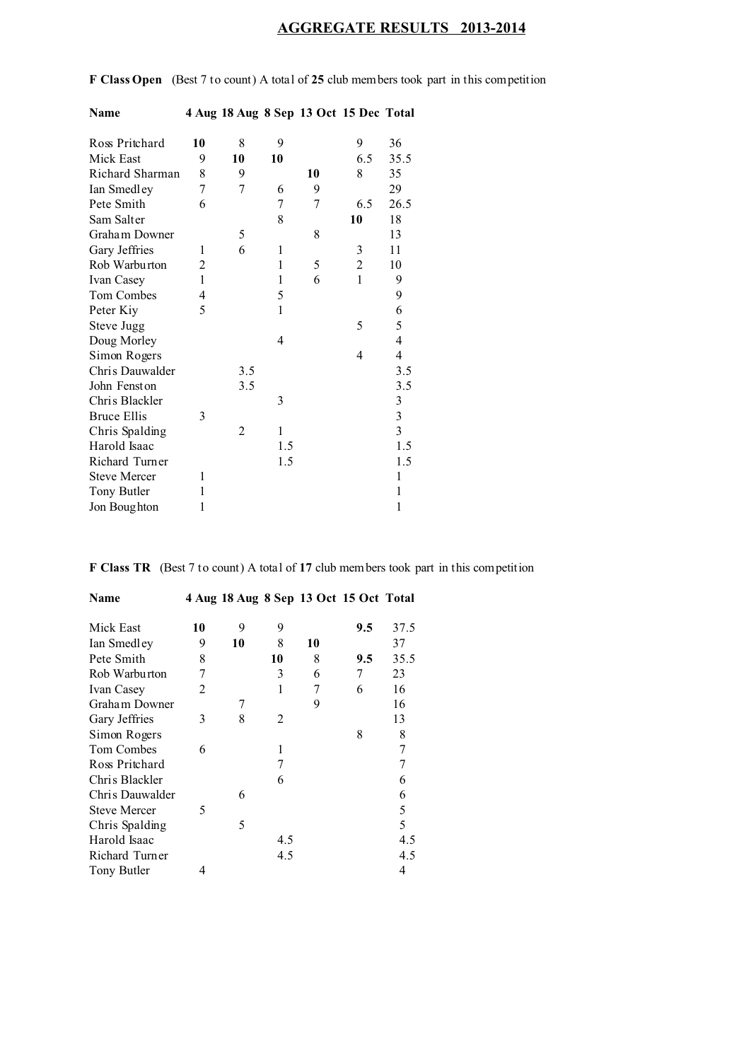## AGGREGATE RESULTS 2013-2014

**F Class Open** (Best 7 to count) A total of **25** club members took part in this competition

| Name | 4 Aug | 18 Aug | 8 Sep | 13 Oct | 15 Dec | Total |
|---|---|---|---|---|---|---|
| Ross Pritchard | **10** | 8 | 9 | | 9 | 36 |
| Mick East | 9 | **10** | **10** | | 6.5 | 35.5 |
| Richard Sharman | 8 | 9 | | **10** | 8 | 35 |
| Ian Smedley | 7 | 7 | 6 | 9 | | 29 |
| Pete Smith | 6 | | 7 | 7 | 6.5 | 26.5 |
| Sam Salter | | | 8 | | **10** | 18 |
| Graham Downer | | 5 | | 8 | | 13 |
| Gary Jeffries | 1 | 6 | 1 | | 3 | 11 |
| Rob Warburton | 2 | | 1 | 5 | 2 | 10 |
| Ivan Casey | 1 | | 1 | 6 | 1 | 9 |
| Tom Combes | 4 | | 5 | | | 9 |
| Peter Kiy | 5 | | 1 | | | 6 |
| Steve Jugg | | | | | 5 | 5 |
| Doug Morley | | | 4 | | | 4 |
| Simon Rogers | | | | | 4 | 4 |
| Chris Dauwalder | | 3.5 | | | | 3.5 |
| John Fenston | | 3.5 | | | | 3.5 |
| Chris Blackler | | | 3 | | | 3 |
| Bruce Ellis | 3 | | | | | 3 |
| Chris Spalding | | 2 | 1 | | | 3 |
| Harold Isaac | | | 1.5 | | | 1.5 |
| Richard Turner | | | 1.5 | | | 1.5 |
| Steve Mercer | 1 | | | | | 1 |
| Tony Butler | 1 | | | | | 1 |
| Jon Boughton | 1 | | | | | 1 |

**F Class TR** (Best 7 to count) A total of **17** club members took part in this competition

| Name | 4 Aug | 18 Aug | 8 Sep | 13 Oct | 15 Oct | Total |
|---|---|---|---|---|---|---|
| Mick East | **10** | 9 | 9 | | **9.5** | 37.5 |
| Ian Smedley | 9 | **10** | 8 | **10** | | 37 |
| Pete Smith | 8 | | **10** | 8 | **9.5** | 35.5 |
| Rob Warburton | 7 | | 3 | 6 | 7 | 23 |
| Ivan Casey | 2 | | 1 | 7 | 6 | 16 |
| Graham Downer | | 7 | | 9 | | 16 |
| Gary Jeffries | 3 | 8 | 2 | | | 13 |
| Simon Rogers | | | | | 8 | 8 |
| Tom Combes | 6 | | 1 | | | 7 |
| Ross Pritchard | | | 7 | | | 7 |
| Chris Blackler | | | 6 | | | 6 |
| Chris Dauwalder | | 6 | | | | 6 |
| Steve Mercer | 5 | | | | | 5 |
| Chris Spalding | | 5 | | | | 5 |
| Harold Isaac | | | 4.5 | | | 4.5 |
| Richard Turner | | | 4.5 | | | 4.5 |
| Tony Butler | 4 | | | | | 4 |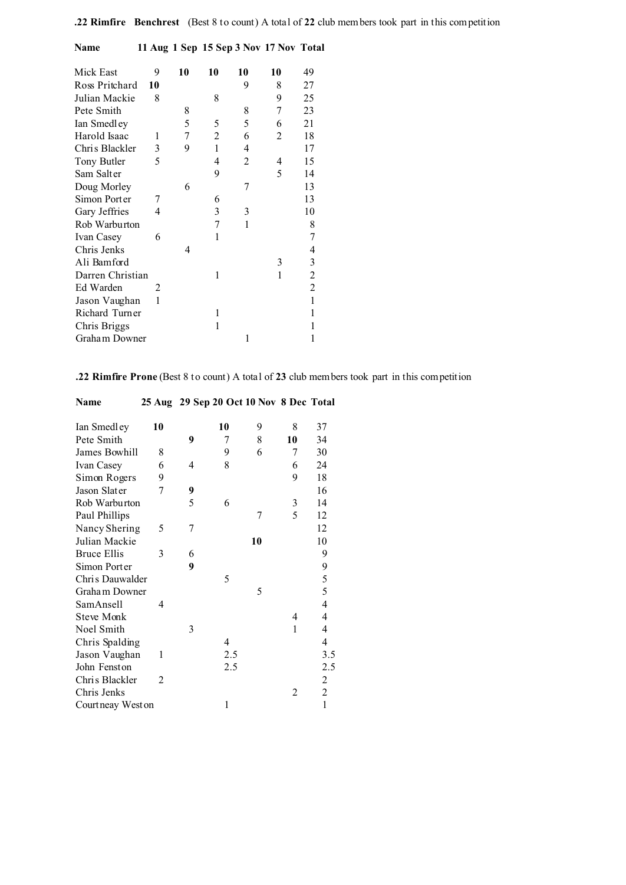**.22 Rimfire Benchrest** (Best 8 to count) A total of **22** club members took part in this competition

| **Name** | **11 Aug** | **1 Sep** | **15 Sep** | **3 Nov** | **17 Nov** | **Total** |
|---|---|---|---|---|---|---|
| Mick East | 9 | **10** | **10** | **10** | **10** | 49 |
| Ross Pritchard | **10** | | | 9 | 8 | 27 |
| Julian Mackie | 8 | | 8 | | 9 | 25 |
| Pete Smith | | 8 | | 8 | 7 | 23 |
| Ian Smedley | | 5 | 5 | 5 | 6 | 21 |
| Harold Isaac | 1 | 7 | 2 | 6 | 2 | 18 |
| Chris Blackler | 3 | 9 | 1 | 4 | | 17 |
| Tony Butler | 5 | | 4 | 2 | 4 | 15 |
| Sam Salter | | | 9 | | 5 | 14 |
| Doug Morley | | 6 | | 7 | | 13 |
| Simon Porter | 7 | | 6 | | | 13 |
| Gary Jeffries | 4 | | 3 | 3 | | 10 |
| Rob Warburton | | | 7 | 1 | | 8 |
| Ivan Casey | 6 | | 1 | | | 7 |
| Chris Jenks | | 4 | | | | 4 |
| Ali Bamford | | | | | 3 | 3 |
| Darren Christian | | | 1 | | 1 | 2 |
| Ed Warden | 2 | | | | | 2 |
| Jason Vaughan | 1 | | | | | 1 |
| Richard Turner | | | 1 | | | 1 |
| Chris Briggs | | | 1 | | | 1 |
| Graham Downer | | | | 1 | | 1 |

**.22 Rimfire Prone** (Best 8 to count) A total of **23** club members took part in this competition

| **Name** | **25 Aug** | **29 Sep** | **20 Oct** | **10 Nov** | **8 Dec** | **Total** |
|---|---|---|---|---|---|---|
| Ian Smedley | **10** | | **10** | 9 | 8 | 37 |
| Pete Smith | | **9** | 7 | 8 | **10** | 34 |
| James Bowhill | 8 | | 9 | 6 | 7 | 30 |
| Ivan Casey | 6 | 4 | 8 | | 6 | 24 |
| Simon Rogers | 9 | | | | 9 | 18 |
| Jason Slater | 7 | **9** | | | | 16 |
| Rob Warburton | | 5 | 6 | | 3 | 14 |
| Paul Phillips | | | | 7 | 5 | 12 |
| Nancy Shering | 5 | 7 | | | | 12 |
| Julian Mackie | | | | **10** | | 10 |
| Bruce Ellis | 3 | 6 | | | | 9 |
| Simon Porter | | **9** | | | | 9 |
| Chris Dauwalder | | | 5 | | | 5 |
| Graham Downer | | | | 5 | | 5 |
| SamAnsell | 4 | | | | | 4 |
| Steve Monk | | | | | 4 | 4 |
| Noel Smith | | 3 | | | 1 | 4 |
| Chris Spalding | | | 4 | | | 4 |
| Jason Vaughan | 1 | | 2.5 | | | 3.5 |
| John Fenston | | | 2.5 | | | 2.5 |
| Chris Blackler | 2 | | | | | 2 |
| Chris Jenks | | | | | 2 | 2 |
| Courtneay Weston | | | 1 | | | 1 |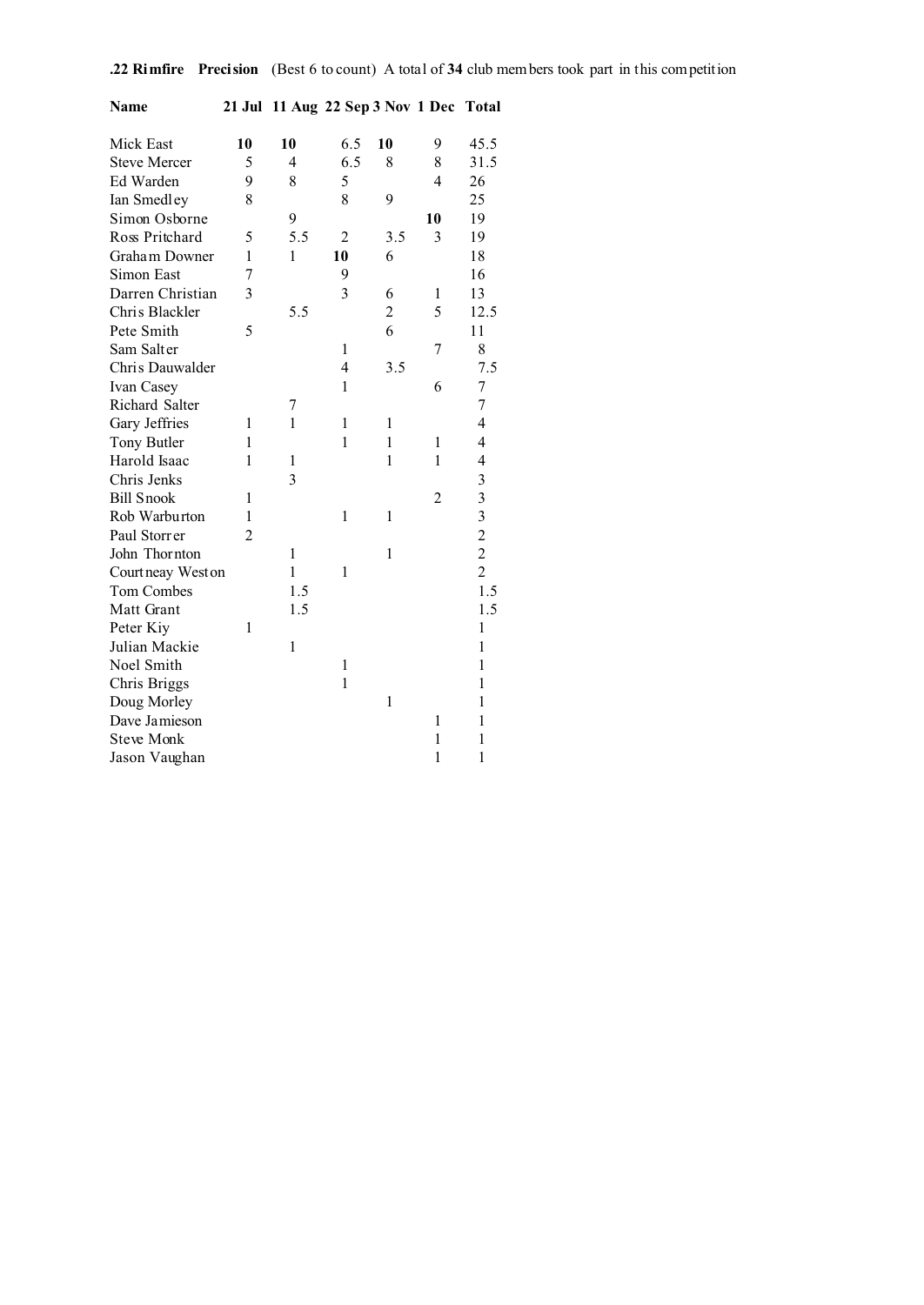**.22 Rimfire Precision** (Best 6 to count) A total of **34** club members took part in this competition

| Name | 21 Jul | 11 Aug | 22 Sep | 3 Nov | 1 Dec | Total |
|---|---|---|---|---|---|---|
| Mick East | **10** | **10** | 6.5 | **10** | 9 | 45.5 |
| Steve Mercer | 5 | 4 | 6.5 | 8 | 8 | 31.5 |
| Ed Warden | 9 | 8 | 5 | | 4 | 26 |
| Ian Smedley | 8 | | 8 | 9 | | 25 |
| Simon Osborne | | 9 | | | **10** | 19 |
| Ross Pritchard | 5 | 5.5 | 2 | 3.5 | 3 | 19 |
| Graham Downer | 1 | 1 | **10** | 6 | | 18 |
| Simon East | 7 | | 9 | | | 16 |
| Darren Christian | 3 | | 3 | 6 | 1 | 13 |
| Chris Blackler | | 5.5 | | 2 | 5 | 12.5 |
| Pete Smith | 5 | | | 6 | | 11 |
| Sam Salter | | | 1 | | 7 | 8 |
| Chris Dauwalder | | | 4 | 3.5 | | 7.5 |
| Ivan Casey | | | 1 | | 6 | 7 |
| Richard Salter | | 7 | | | | 7 |
| Gary Jeffries | 1 | 1 | 1 | 1 | | 4 |
| Tony Butler | 1 | | 1 | 1 | 1 | 4 |
| Harold Isaac | 1 | 1 | | 1 | 1 | 4 |
| Chris Jenks | | 3 | | | | 3 |
| Bill Snook | 1 | | | | 2 | 3 |
| Rob Warburton | 1 | | 1 | 1 | | 3 |
| Paul Storrer | 2 | | | | | 2 |
| John Thornton | | 1 | | 1 | | 2 |
| Courtneay Weston | | 1 | 1 | | | 2 |
| Tom Combes | | 1.5 | | | | 1.5 |
| Matt Grant | | 1.5 | | | | 1.5 |
| Peter Kiy | 1 | | | | | 1 |
| Julian Mackie | | 1 | | | | 1 |
| Noel Smith | | | 1 | | | 1 |
| Chris Briggs | | | 1 | | | 1 |
| Doug Morley | | | | 1 | | 1 |
| Dave Jamieson | | | | | 1 | 1 |
| Steve Monk | | | | | 1 | 1 |
| Jason Vaughan | | | | | 1 | 1 |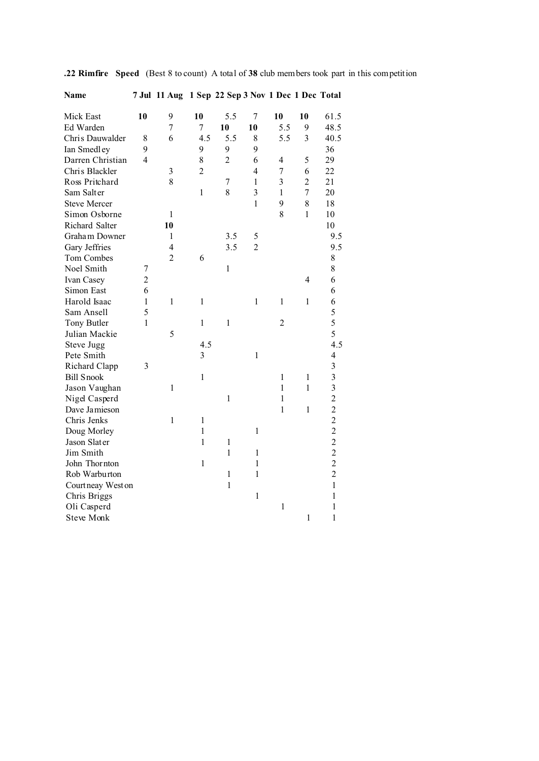**.22 Rimfire Speed** (Best 8 to count) A total of **38** club members took part in this competition

| Name | 7 Jul | 11 Aug | 1 Sep | 22 Sep | 3 Nov | 1 Dec | 1 Dec | Total |
|---|---|---|---|---|---|---|---|---|
| Mick East | **10** | 9 | **10** | 5.5 | 7 | **10** | **10** | 61.5 |
| Ed Warden | | 7 | 7 | **10** | **10** | 5.5 | 9 | 48.5 |
| Chris Dauwalder | 8 | 6 | 4.5 | 5.5 | 8 | 5.5 | 3 | 40.5 |
| Ian Smedley | 9 | | 9 | 9 | 9 | | | 36 |
| Darren Christian | 4 | | 8 | 2 | 6 | 4 | 5 | 29 |
| Chris Blackler | | 3 | 2 | | 4 | 7 | 6 | 22 |
| Ross Pritchard | | 8 | | 7 | 1 | 3 | 2 | 21 |
| Sam Salter | | | 1 | 8 | 3 | 1 | 7 | 20 |
| Steve Mercer | | | | | 1 | 9 | 8 | 18 |
| Simon Osborne | | 1 | | | | 8 | 1 | 10 |
| Richard Salter | | **10** | | | | | | 10 |
| Graham Downer | | 1 | | 3.5 | 5 | | | 9.5 |
| Gary Jeffries | | 4 | | 3.5 | 2 | | | 9.5 |
| Tom Combes | | 2 | 6 | | | | | 8 |
| Noel Smith | 7 | | | 1 | | | | 8 |
| Ivan Casey | 2 | | | | | | 4 | 6 |
| Simon East | 6 | | | | | | | 6 |
| Harold Isaac | 1 | 1 | 1 | | 1 | 1 | 1 | 6 |
| Sam Ansell | 5 | | | | | | | 5 |
| Tony Butler | 1 | | 1 | 1 | | 2 | | 5 |
| Julian Mackie | | 5 | | | | | | 5 |
| Steve Jugg | | | 4.5 | | | | | 4.5 |
| Pete Smith | | | 3 | | 1 | | | 4 |
| Richard Clapp | 3 | | | | | | | 3 |
| Bill Snook | | | 1 | | | 1 | 1 | 3 |
| Jason Vaughan | | 1 | | | | 1 | 1 | 3 |
| Nigel Casperd | | | | 1 | | 1 | | 2 |
| Dave Jamieson | | | | | | 1 | 1 | 2 |
| Chris Jenks | | 1 | 1 | | | | | 2 |
| Doug Morley | | | 1 | | 1 | | | 2 |
| Jason Slater | | | 1 | 1 | | | | 2 |
| Jim Smith | | | | 1 | 1 | | | 2 |
| John Thornton | | | 1 | | 1 | | | 2 |
| Rob Warburton | | | | 1 | 1 | | | 2 |
| Courtneay Weston | | | | 1 | | | | 1 |
| Chris Briggs | | | | | 1 | | | 1 |
| Oli Casperd | | | | | | 1 | | 1 |
| Steve Monk | | | | | | | 1 | 1 |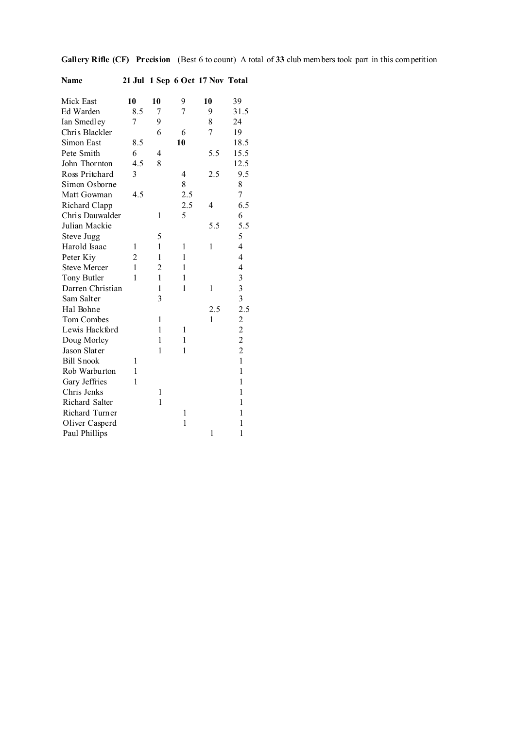**Gallery Rifle (CF) Precision** (Best 6 to count) A total of **33** club members took part in this competition

| **Name** | **21 Jul** | **1 Sep** | **6 Oct** | **17 Nov** | **Total** |
|---|---|---|---|---|---|
| Mick East | **10** | **10** | 9 | **10** | 39 |
| Ed Warden | 8.5 | 7 | 7 | 9 | 31.5 |
| Ian Smedley | 7 | 9 | | 8 | 24 |
| Chris Blackler | | 6 | 6 | 7 | 19 |
| Simon East | 8.5 | | **10** | | 18.5 |
| Pete Smith | 6 | 4 | | 5.5 | 15.5 |
| John Thornton | 4.5 | 8 | | | 12.5 |
| Ross Pritchard | 3 | | 4 | 2.5 | 9.5 |
| Simon Osborne | | | 8 | | 8 |
| Matt Gowman | 4.5 | | 2.5 | | 7 |
| Richard Clapp | | | 2.5 | 4 | 6.5 |
| Chris Dauwalder | | 1 | 5 | | 6 |
| Julian Mackie | | | | 5.5 | 5.5 |
| Steve Jugg | | 5 | | | 5 |
| Harold Isaac | 1 | 1 | 1 | 1 | 4 |
| Peter Kiy | 2 | 1 | 1 | | 4 |
| Steve Mercer | 1 | 2 | 1 | | 4 |
| Tony Butler | 1 | 1 | 1 | | 3 |
| Darren Christian | | 1 | 1 | 1 | 3 |
| Sam Salter | | 3 | | | 3 |
| Hal Bohne | | | | 2.5 | 2.5 |
| Tom Combes | | 1 | | 1 | 2 |
| Lewis Hackford | | 1 | 1 | | 2 |
| Doug Morley | | 1 | 1 | | 2 |
| Jason Slater | | 1 | 1 | | 2 |
| Bill Snook | 1 | | | | 1 |
| Rob Warburton | 1 | | | | 1 |
| Gary Jeffries | 1 | | | | 1 |
| Chris Jenks | | 1 | | | 1 |
| Richard Salter | | 1 | | | 1 |
| Richard Turner | | | 1 | | 1 |
| Oliver Casperd | | | 1 | | 1 |
| Paul Phillips | | | | 1 | 1 |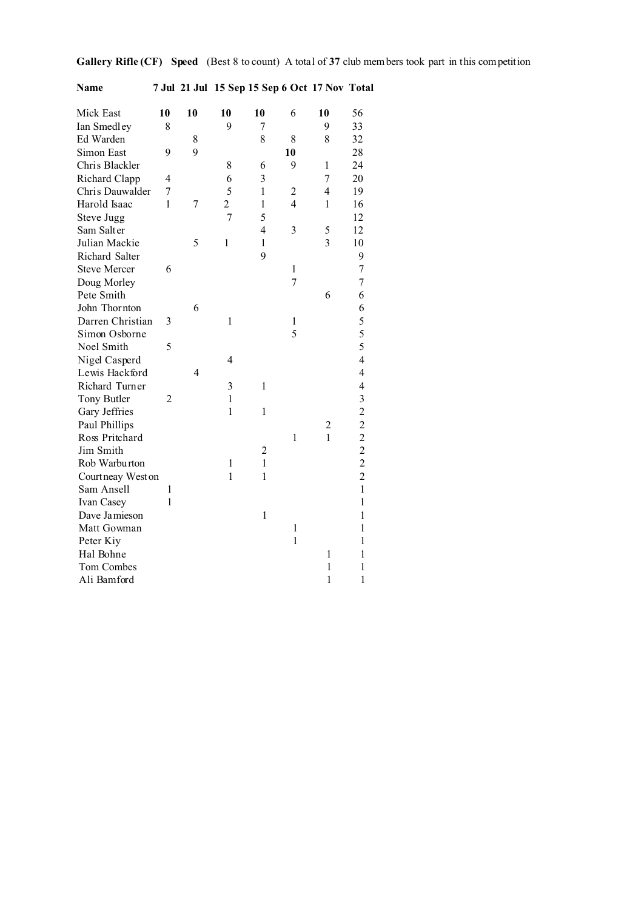**Gallery Rifle (CF) Speed** (Best 8 to count) A total of **37** club members took part in this competition

| Name | 7 Jul | 21 Jul | 15 Sep | 15 Sep | 6 Oct | 17 Nov | Total |
|---|---|---|---|---|---|---|---|
| Mick East | **10** | **10** | **10** | **10** | 6 | **10** | 56 |
| Ian Smedley | 8 | | 9 | 7 | | 9 | 33 |
| Ed Warden | | 8 | | 8 | 8 | 8 | 32 |
| Simon East | 9 | 9 | | | **10** | | 28 |
| Chris Blackler | | | 8 | 6 | 9 | 1 | 24 |
| Richard Clapp | 4 | | 6 | 3 | | 7 | 20 |
| Chris Dauwalder | 7 | | 5 | 1 | 2 | 4 | 19 |
| Harold Isaac | 1 | 7 | 2 | 1 | 4 | 1 | 16 |
| Steve Jugg | | | 7 | 5 | | | 12 |
| Sam Salter | | | | 4 | 3 | 5 | 12 |
| Julian Mackie | | 5 | 1 | 1 | | 3 | 10 |
| Richard Salter | | | | 9 | | | 9 |
| Steve Mercer | 6 | | | | 1 | | 7 |
| Doug Morley | | | | | 7 | | 7 |
| Pete Smith | | | | | | 6 | 6 |
| John Thornton | | 6 | | | | | 6 |
| Darren Christian | 3 | | 1 | | 1 | | 5 |
| Simon Osborne | | | | | 5 | | 5 |
| Noel Smith | 5 | | | | | | 5 |
| Nigel Casperd | | | 4 | | | | 4 |
| Lewis Hackford | | 4 | | | | | 4 |
| Richard Turner | | | 3 | 1 | | | 4 |
| Tony Butler | 2 | | 1 | | | | 3 |
| Gary Jeffries | | | 1 | 1 | | | 2 |
| Paul Phillips | | | | | | 2 | 2 |
| Ross Pritchard | | | | | 1 | 1 | 2 |
| Jim Smith | | | | 2 | | | 2 |
| Rob Warburton | | | 1 | 1 | | | 2 |
| Courtneay Weston | | | 1 | 1 | | | 2 |
| Sam Ansell | 1 | | | | | | 1 |
| Ivan Casey | 1 | | | | | | 1 |
| Dave Jamieson | | | | 1 | | | 1 |
| Matt Gowman | | | | | 1 | | 1 |
| Peter Kiy | | | | | 1 | | 1 |
| Hal Bohne | | | | | | 1 | 1 |
| Tom Combes | | | | | | 1 | 1 |
| Ali Bamford | | | | | | 1 | 1 |